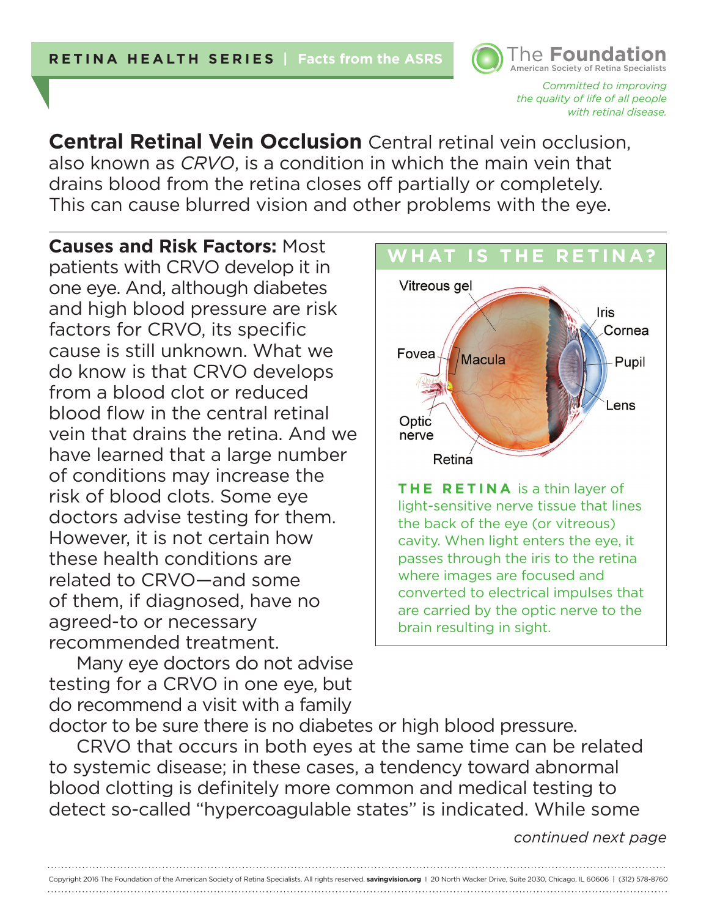RETINA HEALTH SERIES | Facts from the ASRS

The Foundation
American Society of Retina Specialists

*Committed to improving the quality of life of all people with retinal disease.*

# Central Retinal Vein Occlusion

**Central Retinal Vein Occlusion** Central retinal vein occlusion, also known as *CRVO*, is a condition in which the main vein that drains blood from the retina closes off partially or completely. This can cause blurred vision and other problems with the eye.

**Causes and Risk Factors:** Most patients with CRVO develop it in one eye. And, although diabetes and high blood pressure are risk factors for CRVO, its specific cause is still unknown. What we do know is that CRVO develops from a blood clot or reduced blood flow in the central retinal vein that drains the retina. And we have learned that a large number of conditions may increase the risk of blood clots. Some eye doctors advise testing for them. However, it is not certain how these health conditions are related to CRVO—and some of them, if diagnosed, have no agreed-to or necessary recommended treatment.

Many eye doctors do not advise testing for a CRVO in one eye, but do recommend a visit with a family doctor to be sure there is no diabetes or high blood pressure.

CRVO that occurs in both eyes at the same time can be related to systemic disease; in these cases, a tendency toward abnormal blood clotting is definitely more common and medical testing to detect so-called "hypercoagulable states" is indicated. While some

## WHAT IS THE RETINA?

Vitreous gel, Iris, Cornea, Fovea, Macula, Pupil, Lens, Optic nerve, Retina

**THE RETINA** is a thin layer of light-sensitive nerve tissue that lines the back of the eye (or vitreous) cavity. When light enters the eye, it passes through the iris to the retina where images are focused and converted to electrical impulses that are carried by the optic nerve to the brain resulting in sight.

*continued next page*

Copyright 2016 The Foundation of the American Society of Retina Specialists. All rights reserved. **savingvision.org** | 20 North Wacker Drive, Suite 2030, Chicago, IL 60606 | (312) 578-8760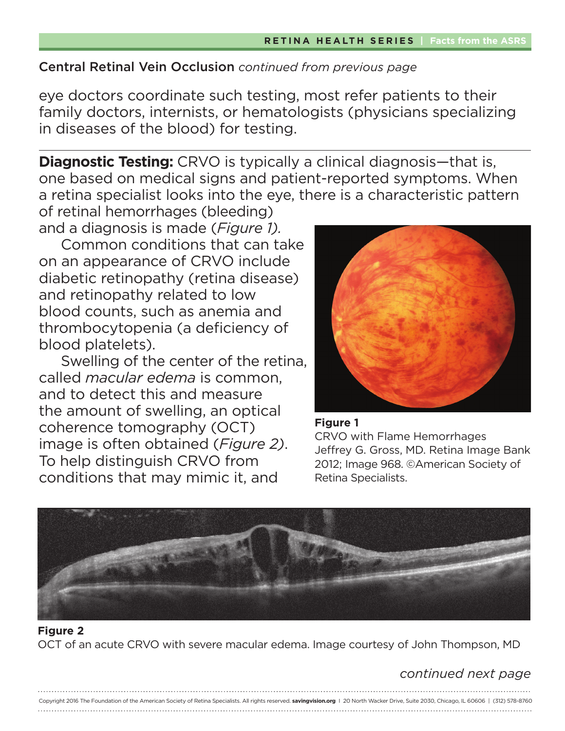**Central Retinal Vein Occlusion** *continued from previous page*

eye doctors coordinate such testing, most refer patients to their family doctors, internists, or hematologists (physicians specializing in diseases of the blood) for testing.

---

**Diagnostic Testing:** CRVO is typically a clinical diagnosis—that is, one based on medical signs and patient-reported symptoms. When a retina specialist looks into the eye, there is a characteristic pattern of retinal hemorrhages (bleeding) and a diagnosis is made (*Figure 1).*

Common conditions that can take on an appearance of CRVO include diabetic retinopathy (retina disease) and retinopathy related to low blood counts, such as anemia and thrombocytopenia (a deficiency of blood platelets).

Swelling of the center of the retina, called *macular edema* is common, and to detect this and measure the amount of swelling, an optical coherence tomography (OCT) image is often obtained (*Figure 2*). To help distinguish CRVO from conditions that may mimic it, and

**Figure 1**
CRVO with Flame Hemorrhages
Jeffrey G. Gross, MD. Retina Image Bank 2012; Image 968. ©American Society of Retina Specialists.

**Figure 2**
OCT of an acute CRVO with severe macular edema. Image courtesy of John Thompson, MD

*continued next page*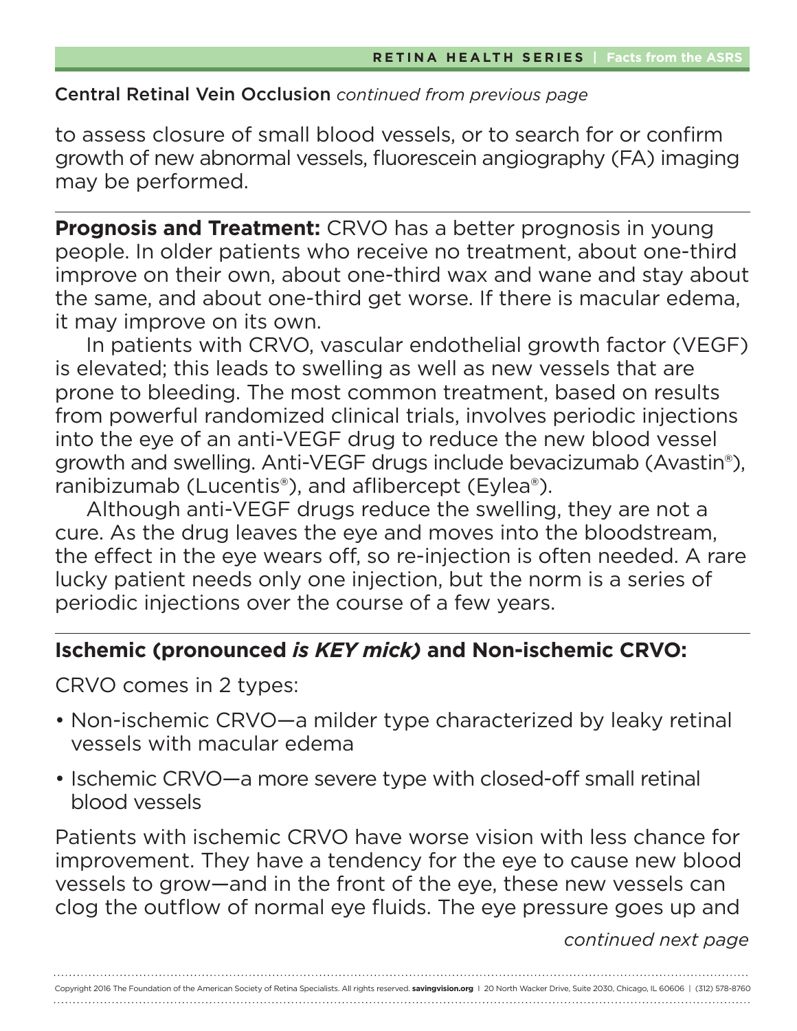Central Retinal Vein Occlusion *continued from previous page*

to assess closure of small blood vessels, or to search for or confirm growth of new abnormal vessels, fluorescein angiography (FA) imaging may be performed.

---

**Prognosis and Treatment:** CRVO has a better prognosis in young people. In older patients who receive no treatment, about one-third improve on their own, about one-third wax and wane and stay about the same, and about one-third get worse. If there is macular edema, it may improve on its own.

In patients with CRVO, vascular endothelial growth factor (VEGF) is elevated; this leads to swelling as well as new vessels that are prone to bleeding. The most common treatment, based on results from powerful randomized clinical trials, involves periodic injections into the eye of an anti-VEGF drug to reduce the new blood vessel growth and swelling. Anti-VEGF drugs include bevacizumab (Avastin®), ranibizumab (Lucentis®), and aflibercept (Eylea®).

Although anti-VEGF drugs reduce the swelling, they are not a cure. As the drug leaves the eye and moves into the bloodstream, the effect in the eye wears off, so re-injection is often needed. A rare lucky patient needs only one injection, but the norm is a series of periodic injections over the course of a few years.

---

**Ischemic (pronounced *is KEY mick*) and Non-ischemic CRVO:**

CRVO comes in 2 types:

- Non-ischemic CRVO—a milder type characterized by leaky retinal vessels with macular edema
- Ischemic CRVO—a more severe type with closed-off small retinal blood vessels

Patients with ischemic CRVO have worse vision with less chance for improvement. They have a tendency for the eye to cause new blood vessels to grow—and in the front of the eye, these new vessels can clog the outflow of normal eye fluids. The eye pressure goes up and

*continued next page*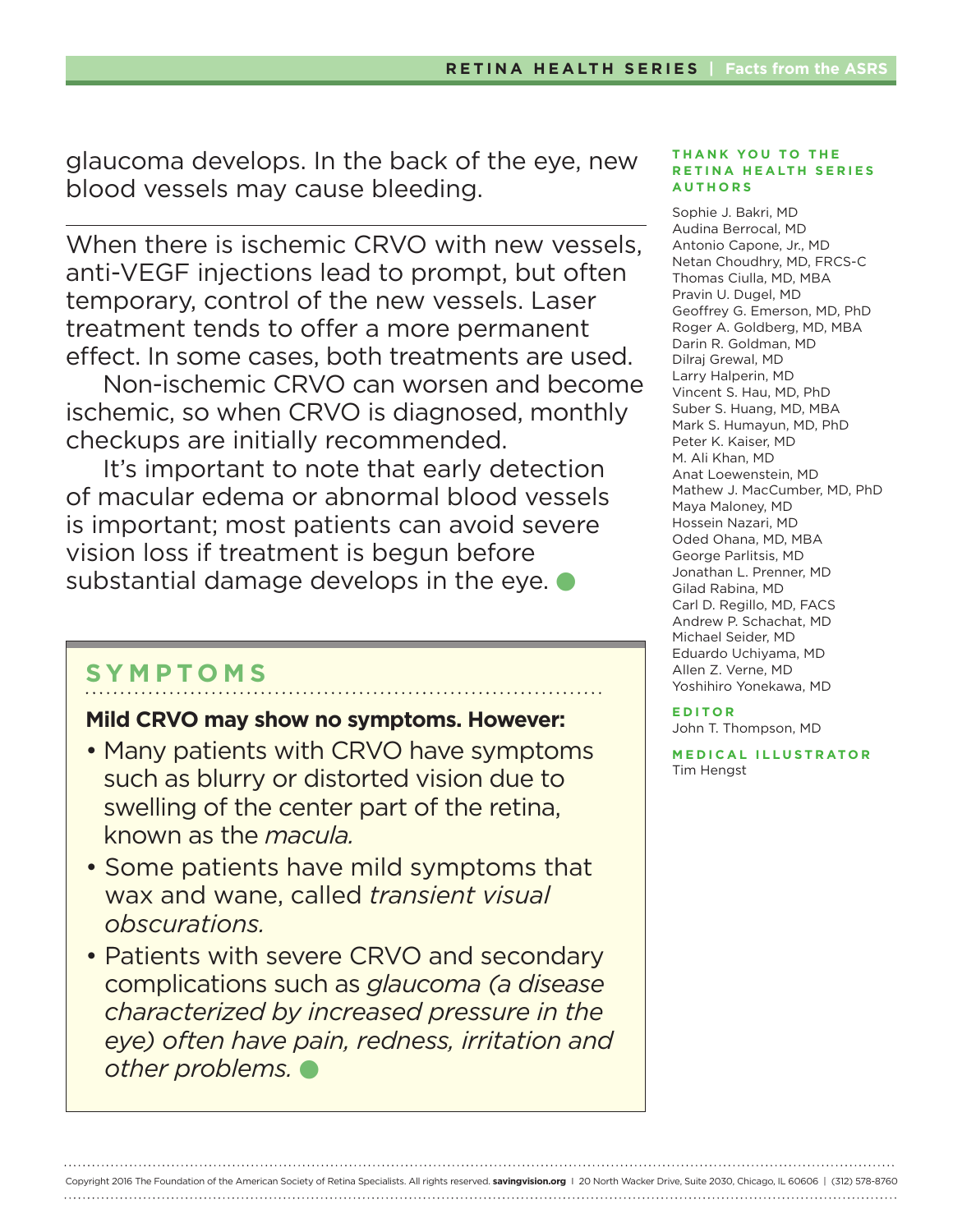glaucoma develops. In the back of the eye, new blood vessels may cause bleeding.

---

When there is ischemic CRVO with new vessels, anti-VEGF injections lead to prompt, but often temporary, control of the new vessels. Laser treatment tends to offer a more permanent effect. In some cases, both treatments are used.

Non-ischemic CRVO can worsen and become ischemic, so when CRVO is diagnosed, monthly checkups are initially recommended.

It's important to note that early detection of macular edema or abnormal blood vessels is important; most patients can avoid severe vision loss if treatment is begun before substantial damage develops in the eye.

## SYMPTOMS

**Mild CRVO may show no symptoms. However:**

- Many patients with CRVO have symptoms such as blurry or distorted vision due to swelling of the center part of the retina, known as the *macula.*
- Some patients have mild symptoms that wax and wane, called *transient visual obscurations.*
- Patients with severe CRVO and secondary complications such as *glaucoma (a disease characterized by increased pressure in the eye) often have pain, redness, irritation and other problems.*

### THANK YOU TO THE RETINA HEALTH SERIES AUTHORS

Sophie J. Bakri, MD
Audina Berrocal, MD
Antonio Capone, Jr., MD
Netan Choudhry, MD, FRCS-C
Thomas Ciulla, MD, MBA
Pravin U. Dugel, MD
Geoffrey G. Emerson, MD, PhD
Roger A. Goldberg, MD, MBA
Darin R. Goldman, MD
Dilraj Grewal, MD
Larry Halperin, MD
Vincent S. Hau, MD, PhD
Suber S. Huang, MD, MBA
Mark S. Humayun, MD, PhD
Peter K. Kaiser, MD
M. Ali Khan, MD
Anat Loewenstein, MD
Mathew J. MacCumber, MD, PhD
Maya Maloney, MD
Hossein Nazari, MD
Oded Ohana, MD, MBA
George Parlitsis, MD
Jonathan L. Prenner, MD
Gilad Rabina, MD
Carl D. Regillo, MD, FACS
Andrew P. Schachat, MD
Michael Seider, MD
Eduardo Uchiyama, MD
Allen Z. Verne, MD
Yoshihiro Yonekawa, MD

### EDITOR

John T. Thompson, MD

### MEDICAL ILLUSTRATOR

Tim Hengst

Copyright 2016 The Foundation of the American Society of Retina Specialists. All rights reserved. **savingvision.org** | 20 North Wacker Drive, Suite 2030, Chicago, IL 60606 | (312) 578-8760